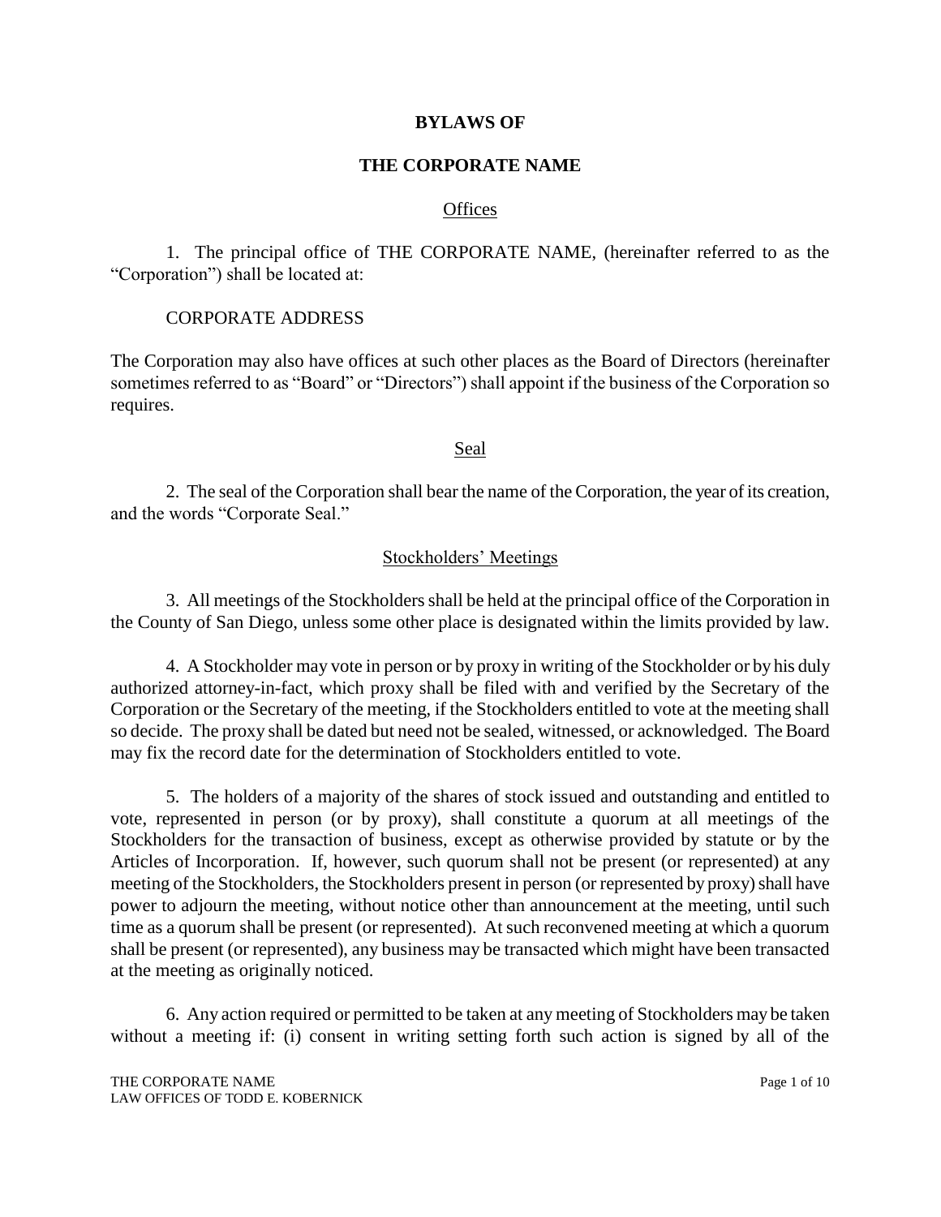# BYLAWS OF

# THE CORPORATE NAME

## Offices

1. The principal office of THE CORPORATE NAME, (hereinafter referred to as the "Corporation") shall be located at:

CORPORATE ADDRESS

The Corporation may also have offices at such other places as the Board of Directors (hereinafter sometimes referred to as "Board" or "Directors") shall appoint if the business of the Corporation so requires.

## Seal

2. The seal of the Corporation shall bear the name of the Corporation, the year of its creation, and the words "Corporate Seal."

## Stockholders' Meetings

3. All meetings of the Stockholders shall be held at the principal office of the Corporation in the County of San Diego, unless some other place is designated within the limits provided by law.

4. A Stockholder may vote in person or by proxy in writing of the Stockholder or by his duly authorized attorney-in-fact, which proxy shall be filed with and verified by the Secretary of the Corporation or the Secretary of the meeting, if the Stockholders entitled to vote at the meeting shall so decide. The proxy shall be dated but need not be sealed, witnessed, or acknowledged. The Board may fix the record date for the determination of Stockholders entitled to vote.

5. The holders of a majority of the shares of stock issued and outstanding and entitled to vote, represented in person (or by proxy), shall constitute a quorum at all meetings of the Stockholders for the transaction of business, except as otherwise provided by statute or by the Articles of Incorporation. If, however, such quorum shall not be present (or represented) at any meeting of the Stockholders, the Stockholders present in person (or represented by proxy) shall have power to adjourn the meeting, without notice other than announcement at the meeting, until such time as a quorum shall be present (or represented). At such reconvened meeting at which a quorum shall be present (or represented), any business may be transacted which might have been transacted at the meeting as originally noticed.

6. Any action required or permitted to be taken at any meeting of Stockholders may be taken without a meeting if: (i) consent in writing setting forth such action is signed by all of the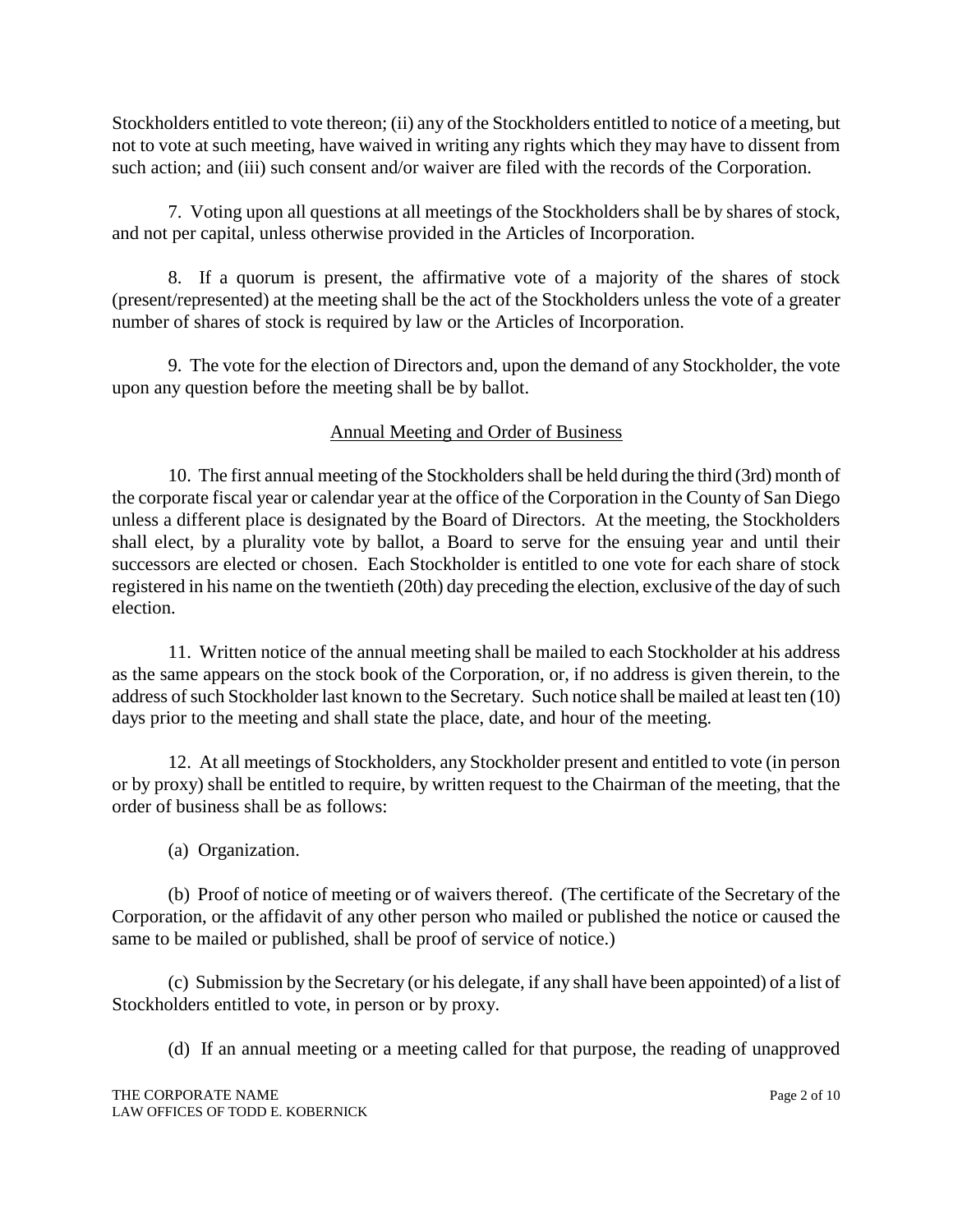Stockholders entitled to vote thereon; (ii) any of the Stockholders entitled to notice of a meeting, but not to vote at such meeting, have waived in writing any rights which they may have to dissent from such action; and (iii) such consent and/or waiver are filed with the records of the Corporation.

7. Voting upon all questions at all meetings of the Stockholders shall be by shares of stock, and not per capital, unless otherwise provided in the Articles of Incorporation.

8. If a quorum is present, the affirmative vote of a majority of the shares of stock (present/represented) at the meeting shall be the act of the Stockholders unless the vote of a greater number of shares of stock is required by law or the Articles of Incorporation.

9. The vote for the election of Directors and, upon the demand of any Stockholder, the vote upon any question before the meeting shall be by ballot.

## Annual Meeting and Order of Business

10. The first annual meeting of the Stockholders shall be held during the third (3rd) month of the corporate fiscal year or calendar year at the office of the Corporation in the County of San Diego unless a different place is designated by the Board of Directors. At the meeting, the Stockholders shall elect, by a plurality vote by ballot, a Board to serve for the ensuing year and until their successors are elected or chosen. Each Stockholder is entitled to one vote for each share of stock registered in his name on the twentieth (20th) day preceding the election, exclusive of the day of such election.

11. Written notice of the annual meeting shall be mailed to each Stockholder at his address as the same appears on the stock book of the Corporation, or, if no address is given therein, to the address of such Stockholder last known to the Secretary. Such notice shall be mailed at least ten (10) days prior to the meeting and shall state the place, date, and hour of the meeting.

12. At all meetings of Stockholders, any Stockholder present and entitled to vote (in person or by proxy) shall be entitled to require, by written request to the Chairman of the meeting, that the order of business shall be as follows:

(a) Organization.

(b) Proof of notice of meeting or of waivers thereof. (The certificate of the Secretary of the Corporation, or the affidavit of any other person who mailed or published the notice or caused the same to be mailed or published, shall be proof of service of notice.)

(c) Submission by the Secretary (or his delegate, if any shall have been appointed) of a list of Stockholders entitled to vote, in person or by proxy.

(d) If an annual meeting or a meeting called for that purpose, the reading of unapproved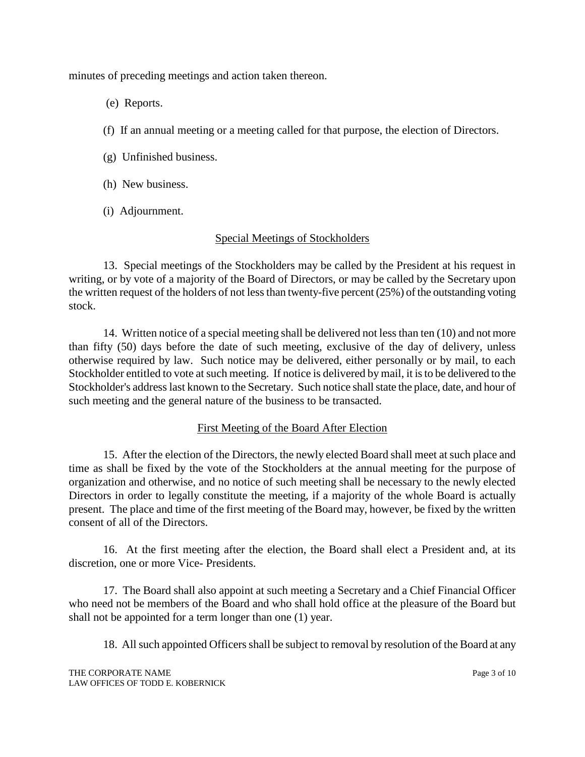minutes of preceding meetings and action taken thereon.

(e) Reports.

(f) If an annual meeting or a meeting called for that purpose, the election of Directors.

(g) Unfinished business.

(h) New business.

(i) Adjournment.

## Special Meetings of Stockholders

13. Special meetings of the Stockholders may be called by the President at his request in writing, or by vote of a majority of the Board of Directors, or may be called by the Secretary upon the written request of the holders of not less than twenty-five percent (25%) of the outstanding voting stock.

14. Written notice of a special meeting shall be delivered not less than ten (10) and not more than fifty (50) days before the date of such meeting, exclusive of the day of delivery, unless otherwise required by law. Such notice may be delivered, either personally or by mail, to each Stockholder entitled to vote at such meeting. If notice is delivered by mail, it is to be delivered to the Stockholder's address last known to the Secretary. Such notice shall state the place, date, and hour of such meeting and the general nature of the business to be transacted.

## First Meeting of the Board After Election

15. After the election of the Directors, the newly elected Board shall meet at such place and time as shall be fixed by the vote of the Stockholders at the annual meeting for the purpose of organization and otherwise, and no notice of such meeting shall be necessary to the newly elected Directors in order to legally constitute the meeting, if a majority of the whole Board is actually present. The place and time of the first meeting of the Board may, however, be fixed by the written consent of all of the Directors.

16. At the first meeting after the election, the Board shall elect a President and, at its discretion, one or more Vice- Presidents.

17. The Board shall also appoint at such meeting a Secretary and a Chief Financial Officer who need not be members of the Board and who shall hold office at the pleasure of the Board but shall not be appointed for a term longer than one (1) year.

18. All such appointed Officers shall be subject to removal by resolution of the Board at any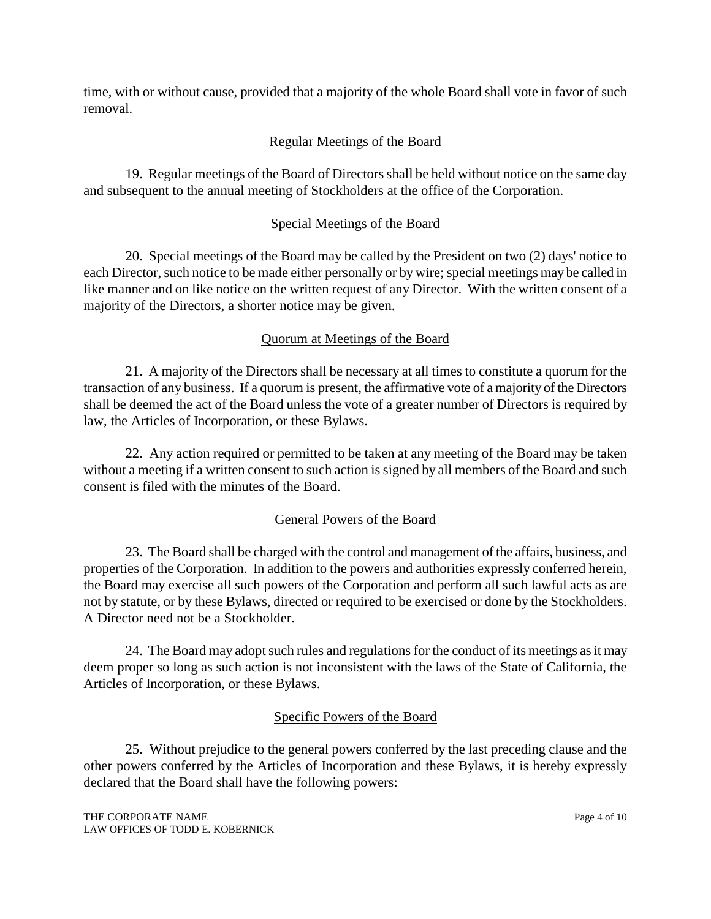time, with or without cause, provided that a majority of the whole Board shall vote in favor of such removal.

## Regular Meetings of the Board

19. Regular meetings of the Board of Directors shall be held without notice on the same day and subsequent to the annual meeting of Stockholders at the office of the Corporation.

## Special Meetings of the Board

20. Special meetings of the Board may be called by the President on two (2) days' notice to each Director, such notice to be made either personally or by wire; special meetings may be called in like manner and on like notice on the written request of any Director. With the written consent of a majority of the Directors, a shorter notice may be given.

## Quorum at Meetings of the Board

21. A majority of the Directors shall be necessary at all times to constitute a quorum for the transaction of any business. If a quorum is present, the affirmative vote of a majority of the Directors shall be deemed the act of the Board unless the vote of a greater number of Directors is required by law, the Articles of Incorporation, or these Bylaws.

22. Any action required or permitted to be taken at any meeting of the Board may be taken without a meeting if a written consent to such action is signed by all members of the Board and such consent is filed with the minutes of the Board.

## General Powers of the Board

23. The Board shall be charged with the control and management of the affairs, business, and properties of the Corporation. In addition to the powers and authorities expressly conferred herein, the Board may exercise all such powers of the Corporation and perform all such lawful acts as are not by statute, or by these Bylaws, directed or required to be exercised or done by the Stockholders. A Director need not be a Stockholder.

24. The Board may adopt such rules and regulations for the conduct of its meetings as it may deem proper so long as such action is not inconsistent with the laws of the State of California, the Articles of Incorporation, or these Bylaws.

## Specific Powers of the Board

25. Without prejudice to the general powers conferred by the last preceding clause and the other powers conferred by the Articles of Incorporation and these Bylaws, it is hereby expressly declared that the Board shall have the following powers: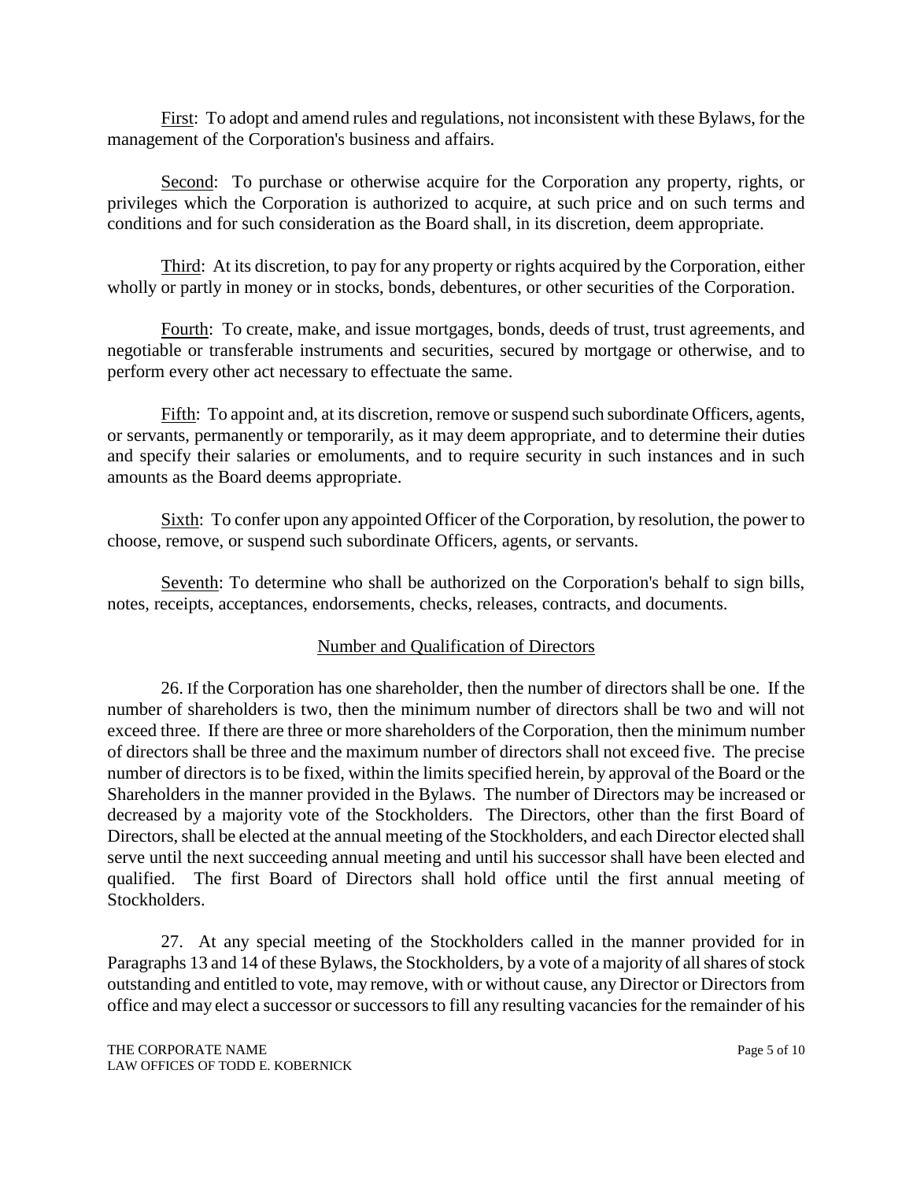First: To adopt and amend rules and regulations, not inconsistent with these Bylaws, for the management of the Corporation's business and affairs.

Second: To purchase or otherwise acquire for the Corporation any property, rights, or privileges which the Corporation is authorized to acquire, at such price and on such terms and conditions and for such consideration as the Board shall, in its discretion, deem appropriate.

Third: At its discretion, to pay for any property or rights acquired by the Corporation, either wholly or partly in money or in stocks, bonds, debentures, or other securities of the Corporation.

Fourth: To create, make, and issue mortgages, bonds, deeds of trust, trust agreements, and negotiable or transferable instruments and securities, secured by mortgage or otherwise, and to perform every other act necessary to effectuate the same.

Fifth: To appoint and, at its discretion, remove or suspend such subordinate Officers, agents, or servants, permanently or temporarily, as it may deem appropriate, and to determine their duties and specify their salaries or emoluments, and to require security in such instances and in such amounts as the Board deems appropriate.

Sixth: To confer upon any appointed Officer of the Corporation, by resolution, the power to choose, remove, or suspend such subordinate Officers, agents, or servants.

Seventh: To determine who shall be authorized on the Corporation's behalf to sign bills, notes, receipts, acceptances, endorsements, checks, releases, contracts, and documents.

## Number and Qualification of Directors

26. If the Corporation has one shareholder, then the number of directors shall be one. If the number of shareholders is two, then the minimum number of directors shall be two and will not exceed three. If there are three or more shareholders of the Corporation, then the minimum number of directors shall be three and the maximum number of directors shall not exceed five. The precise number of directors is to be fixed, within the limits specified herein, by approval of the Board or the Shareholders in the manner provided in the Bylaws. The number of Directors may be increased or decreased by a majority vote of the Stockholders. The Directors, other than the first Board of Directors, shall be elected at the annual meeting of the Stockholders, and each Director elected shall serve until the next succeeding annual meeting and until his successor shall have been elected and qualified. The first Board of Directors shall hold office until the first annual meeting of Stockholders.

27. At any special meeting of the Stockholders called in the manner provided for in Paragraphs 13 and 14 of these Bylaws, the Stockholders, by a vote of a majority of all shares of stock outstanding and entitled to vote, may remove, with or without cause, any Director or Directors from office and may elect a successor or successors to fill any resulting vacancies for the remainder of his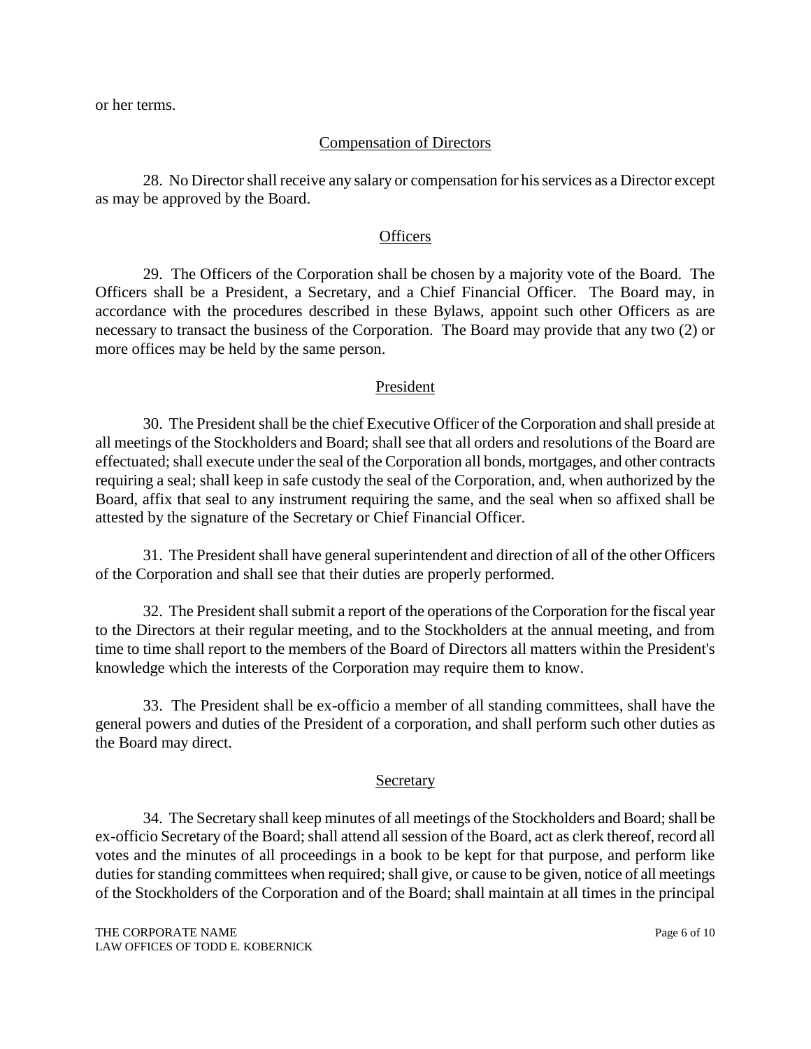or her terms.

## Compensation of Directors

28. No Director shall receive any salary or compensation for his services as a Director except as may be approved by the Board.

## Officers

29. The Officers of the Corporation shall be chosen by a majority vote of the Board. The Officers shall be a President, a Secretary, and a Chief Financial Officer. The Board may, in accordance with the procedures described in these Bylaws, appoint such other Officers as are necessary to transact the business of the Corporation. The Board may provide that any two (2) or more offices may be held by the same person.

## President

30. The President shall be the chief Executive Officer of the Corporation and shall preside at all meetings of the Stockholders and Board; shall see that all orders and resolutions of the Board are effectuated; shall execute under the seal of the Corporation all bonds, mortgages, and other contracts requiring a seal; shall keep in safe custody the seal of the Corporation, and, when authorized by the Board, affix that seal to any instrument requiring the same, and the seal when so affixed shall be attested by the signature of the Secretary or Chief Financial Officer.

31. The President shall have general superintendent and direction of all of the other Officers of the Corporation and shall see that their duties are properly performed.

32. The President shall submit a report of the operations of the Corporation for the fiscal year to the Directors at their regular meeting, and to the Stockholders at the annual meeting, and from time to time shall report to the members of the Board of Directors all matters within the President's knowledge which the interests of the Corporation may require them to know.

33. The President shall be ex-officio a member of all standing committees, shall have the general powers and duties of the President of a corporation, and shall perform such other duties as the Board may direct.

## Secretary

34. The Secretary shall keep minutes of all meetings of the Stockholders and Board; shall be ex-officio Secretary of the Board; shall attend all session of the Board, act as clerk thereof, record all votes and the minutes of all proceedings in a book to be kept for that purpose, and perform like duties for standing committees when required; shall give, or cause to be given, notice of all meetings of the Stockholders of the Corporation and of the Board; shall maintain at all times in the principal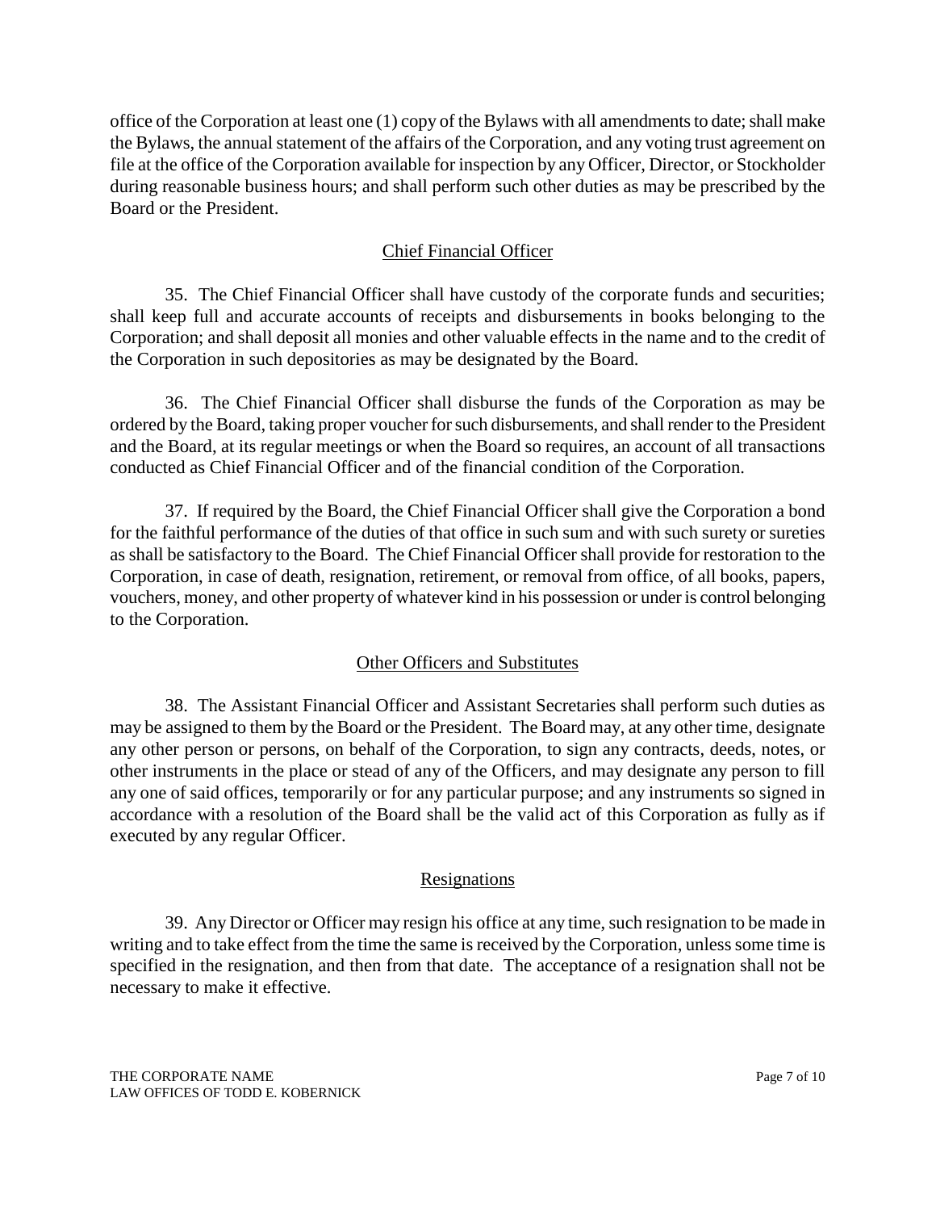office of the Corporation at least one (1) copy of the Bylaws with all amendments to date; shall make the Bylaws, the annual statement of the affairs of the Corporation, and any voting trust agreement on file at the office of the Corporation available for inspection by any Officer, Director, or Stockholder during reasonable business hours; and shall perform such other duties as may be prescribed by the Board or the President.

## Chief Financial Officer

35. The Chief Financial Officer shall have custody of the corporate funds and securities; shall keep full and accurate accounts of receipts and disbursements in books belonging to the Corporation; and shall deposit all monies and other valuable effects in the name and to the credit of the Corporation in such depositories as may be designated by the Board.

36. The Chief Financial Officer shall disburse the funds of the Corporation as may be ordered by the Board, taking proper voucher for such disbursements, and shall render to the President and the Board, at its regular meetings or when the Board so requires, an account of all transactions conducted as Chief Financial Officer and of the financial condition of the Corporation.

37. If required by the Board, the Chief Financial Officer shall give the Corporation a bond for the faithful performance of the duties of that office in such sum and with such surety or sureties as shall be satisfactory to the Board. The Chief Financial Officer shall provide for restoration to the Corporation, in case of death, resignation, retirement, or removal from office, of all books, papers, vouchers, money, and other property of whatever kind in his possession or under is control belonging to the Corporation.

## Other Officers and Substitutes

38. The Assistant Financial Officer and Assistant Secretaries shall perform such duties as may be assigned to them by the Board or the President. The Board may, at any other time, designate any other person or persons, on behalf of the Corporation, to sign any contracts, deeds, notes, or other instruments in the place or stead of any of the Officers, and may designate any person to fill any one of said offices, temporarily or for any particular purpose; and any instruments so signed in accordance with a resolution of the Board shall be the valid act of this Corporation as fully as if executed by any regular Officer.

## Resignations

39. Any Director or Officer may resign his office at any time, such resignation to be made in writing and to take effect from the time the same is received by the Corporation, unless some time is specified in the resignation, and then from that date. The acceptance of a resignation shall not be necessary to make it effective.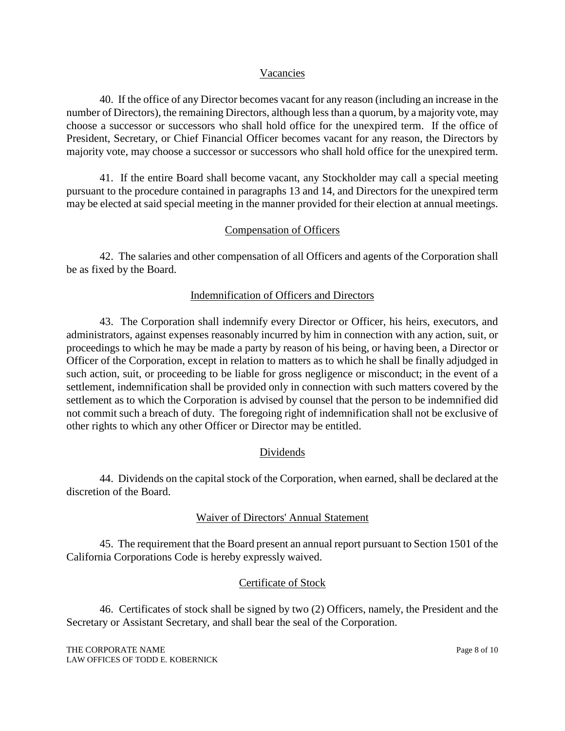## Vacancies

40. If the office of any Director becomes vacant for any reason (including an increase in the number of Directors), the remaining Directors, although less than a quorum, by a majority vote, may choose a successor or successors who shall hold office for the unexpired term. If the office of President, Secretary, or Chief Financial Officer becomes vacant for any reason, the Directors by majority vote, may choose a successor or successors who shall hold office for the unexpired term.

41. If the entire Board shall become vacant, any Stockholder may call a special meeting pursuant to the procedure contained in paragraphs 13 and 14, and Directors for the unexpired term may be elected at said special meeting in the manner provided for their election at annual meetings.

## Compensation of Officers

42. The salaries and other compensation of all Officers and agents of the Corporation shall be as fixed by the Board.

## Indemnification of Officers and Directors

43. The Corporation shall indemnify every Director or Officer, his heirs, executors, and administrators, against expenses reasonably incurred by him in connection with any action, suit, or proceedings to which he may be made a party by reason of his being, or having been, a Director or Officer of the Corporation, except in relation to matters as to which he shall be finally adjudged in such action, suit, or proceeding to be liable for gross negligence or misconduct; in the event of a settlement, indemnification shall be provided only in connection with such matters covered by the settlement as to which the Corporation is advised by counsel that the person to be indemnified did not commit such a breach of duty. The foregoing right of indemnification shall not be exclusive of other rights to which any other Officer or Director may be entitled.

## Dividends

44. Dividends on the capital stock of the Corporation, when earned, shall be declared at the discretion of the Board.

## Waiver of Directors' Annual Statement

45. The requirement that the Board present an annual report pursuant to Section 1501 of the California Corporations Code is hereby expressly waived.

## Certificate of Stock

46. Certificates of stock shall be signed by two (2) Officers, namely, the President and the Secretary or Assistant Secretary, and shall bear the seal of the Corporation.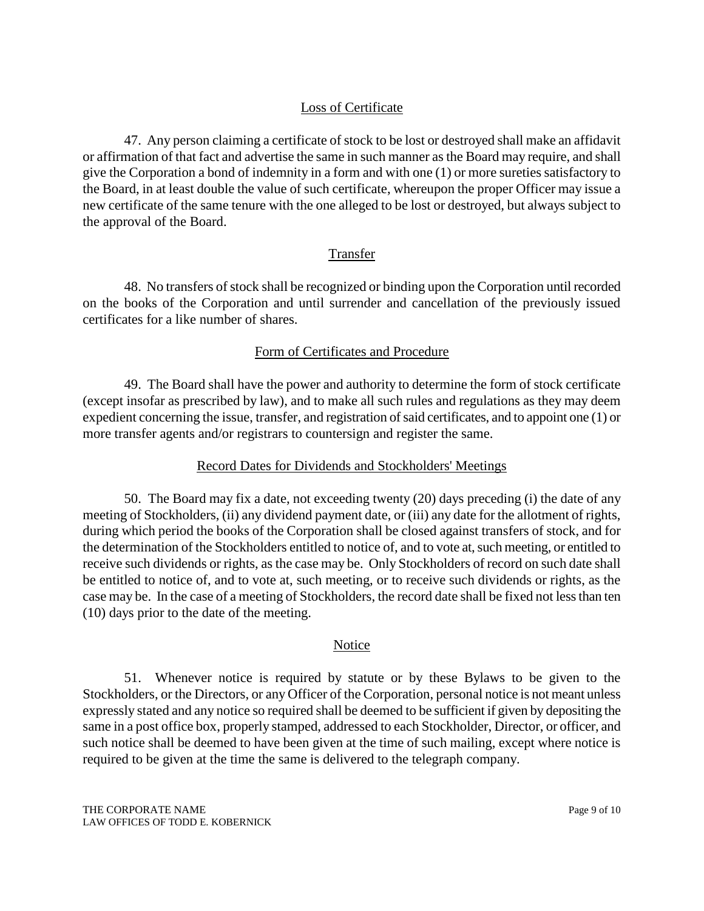## Loss of Certificate

47. Any person claiming a certificate of stock to be lost or destroyed shall make an affidavit or affirmation of that fact and advertise the same in such manner as the Board may require, and shall give the Corporation a bond of indemnity in a form and with one (1) or more sureties satisfactory to the Board, in at least double the value of such certificate, whereupon the proper Officer may issue a new certificate of the same tenure with the one alleged to be lost or destroyed, but always subject to the approval of the Board.

## Transfer

48. No transfers of stock shall be recognized or binding upon the Corporation until recorded on the books of the Corporation and until surrender and cancellation of the previously issued certificates for a like number of shares.

## Form of Certificates and Procedure

49. The Board shall have the power and authority to determine the form of stock certificate (except insofar as prescribed by law), and to make all such rules and regulations as they may deem expedient concerning the issue, transfer, and registration of said certificates, and to appoint one (1) or more transfer agents and/or registrars to countersign and register the same.

## Record Dates for Dividends and Stockholders' Meetings

50. The Board may fix a date, not exceeding twenty (20) days preceding (i) the date of any meeting of Stockholders, (ii) any dividend payment date, or (iii) any date for the allotment of rights, during which period the books of the Corporation shall be closed against transfers of stock, and for the determination of the Stockholders entitled to notice of, and to vote at, such meeting, or entitled to receive such dividends or rights, as the case may be. Only Stockholders of record on such date shall be entitled to notice of, and to vote at, such meeting, or to receive such dividends or rights, as the case may be. In the case of a meeting of Stockholders, the record date shall be fixed not less than ten (10) days prior to the date of the meeting.

## Notice

51. Whenever notice is required by statute or by these Bylaws to be given to the Stockholders, or the Directors, or any Officer of the Corporation, personal notice is not meant unless expressly stated and any notice so required shall be deemed to be sufficient if given by depositing the same in a post office box, properly stamped, addressed to each Stockholder, Director, or officer, and such notice shall be deemed to have been given at the time of such mailing, except where notice is required to be given at the time the same is delivered to the telegraph company.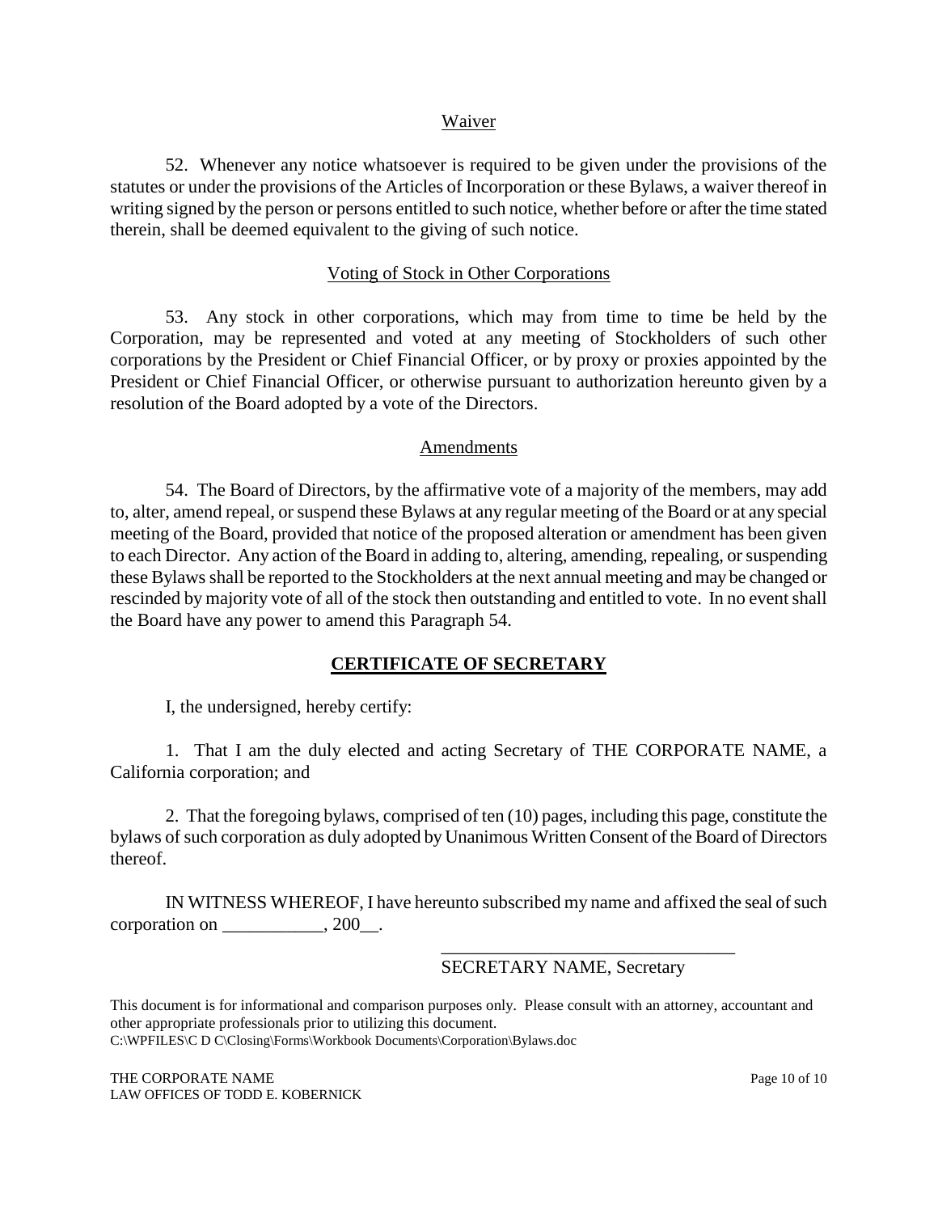Waiver

52. Whenever any notice whatsoever is required to be given under the provisions of the statutes or under the provisions of the Articles of Incorporation or these Bylaws, a waiver thereof in writing signed by the person or persons entitled to such notice, whether before or after the time stated therein, shall be deemed equivalent to the giving of such notice.

Voting of Stock in Other Corporations

53. Any stock in other corporations, which may from time to time be held by the Corporation, may be represented and voted at any meeting of Stockholders of such other corporations by the President or Chief Financial Officer, or by proxy or proxies appointed by the President or Chief Financial Officer, or otherwise pursuant to authorization hereunto given by a resolution of the Board adopted by a vote of the Directors.

Amendments

54. The Board of Directors, by the affirmative vote of a majority of the members, may add to, alter, amend repeal, or suspend these Bylaws at any regular meeting of the Board or at any special meeting of the Board, provided that notice of the proposed alteration or amendment has been given to each Director. Any action of the Board in adding to, altering, amending, repealing, or suspending these Bylaws shall be reported to the Stockholders at the next annual meeting and may be changed or rescinded by majority vote of all of the stock then outstanding and entitled to vote. In no event shall the Board have any power to amend this Paragraph 54.

## CERTIFICATE OF SECRETARY

I, the undersigned, hereby certify:

1. That I am the duly elected and acting Secretary of THE CORPORATE NAME, a California corporation; and

2. That the foregoing bylaws, comprised of ten (10) pages, including this page, constitute the bylaws of such corporation as duly adopted by Unanimous Written Consent of the Board of Directors thereof.

IN WITNESS WHEREOF, I have hereunto subscribed my name and affixed the seal of such corporation on ___________, 200__.

_________________________________
SECRETARY NAME, Secretary

This document is for informational and comparison purposes only. Please consult with an attorney, accountant and other appropriate professionals prior to utilizing this document.
C:\WPFILES\C D C\Closing\Forms\Workbook Documents\Corporation\Bylaws.doc